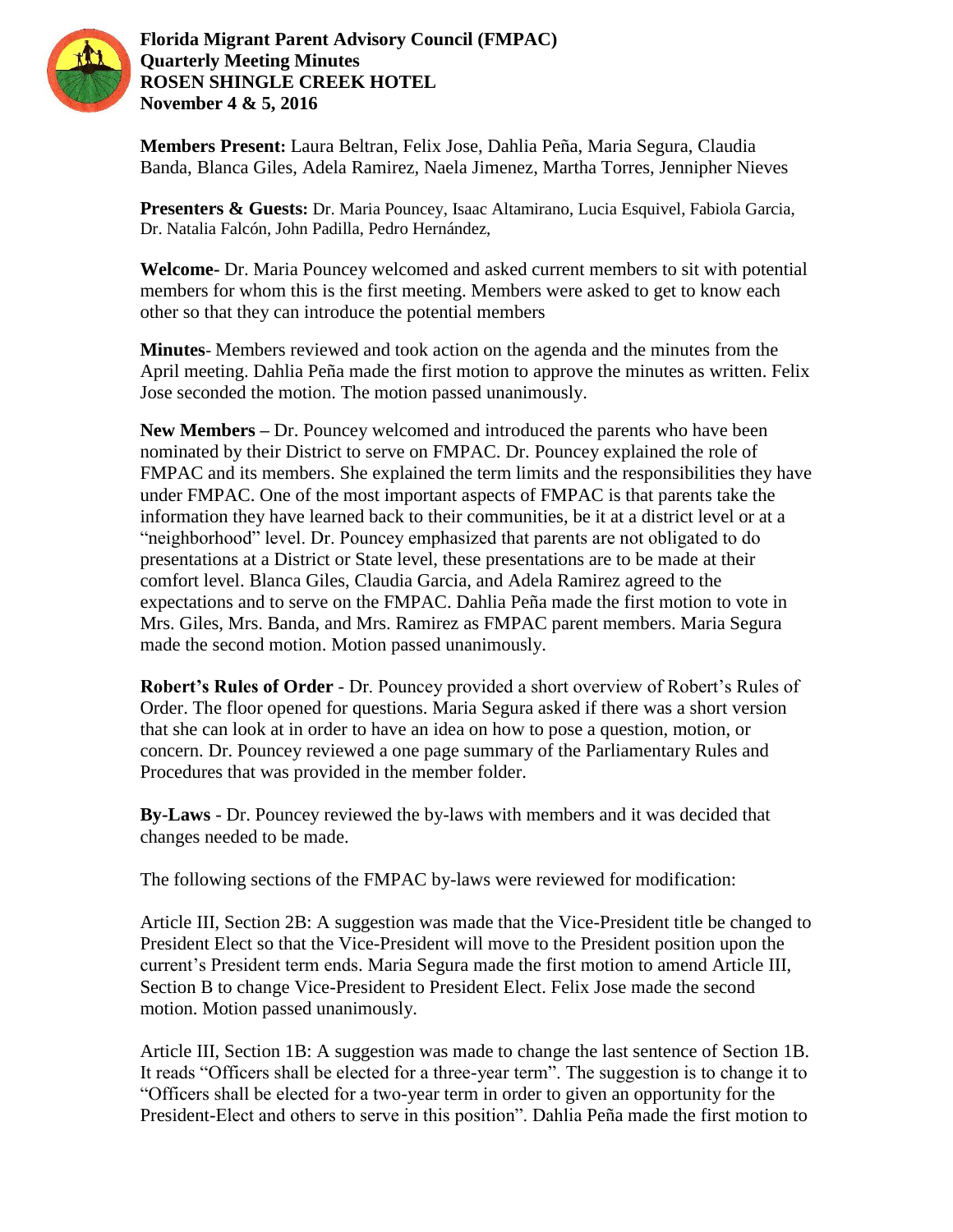**Florida Migrant Parent Advisory Council (FMPAC)**
**Quarterly Meeting Minutes**
**ROSEN SHINGLE CREEK HOTEL**
**November 4 & 5, 2016**

**Members Present:** Laura Beltran, Felix Jose, Dahlia Peña, Maria Segura, Claudia Banda, Blanca Giles, Adela Ramirez, Naela Jimenez, Martha Torres, Jennipher Nieves

**Presenters & Guests:** Dr. Maria Pouncey, Isaac Altamirano, Lucia Esquivel, Fabiola Garcia, Dr. Natalia Falcón, John Padilla, Pedro Hernández,

**Welcome-** Dr. Maria Pouncey welcomed and asked current members to sit with potential members for whom this is the first meeting. Members were asked to get to know each other so that they can introduce the potential members

**Minutes**- Members reviewed and took action on the agenda and the minutes from the April meeting. Dahlia Peña made the first motion to approve the minutes as written. Felix Jose seconded the motion. The motion passed unanimously.

**New Members –** Dr. Pouncey welcomed and introduced the parents who have been nominated by their District to serve on FMPAC. Dr. Pouncey explained the role of FMPAC and its members. She explained the term limits and the responsibilities they have under FMPAC. One of the most important aspects of FMPAC is that parents take the information they have learned back to their communities, be it at a district level or at a "neighborhood" level. Dr. Pouncey emphasized that parents are not obligated to do presentations at a District or State level, these presentations are to be made at their comfort level. Blanca Giles, Claudia Garcia, and Adela Ramirez agreed to the expectations and to serve on the FMPAC. Dahlia Peña made the first motion to vote in Mrs. Giles, Mrs. Banda, and Mrs. Ramirez as FMPAC parent members. Maria Segura made the second motion. Motion passed unanimously.

**Robert's Rules of Order** - Dr. Pouncey provided a short overview of Robert's Rules of Order. The floor opened for questions. Maria Segura asked if there was a short version that she can look at in order to have an idea on how to pose a question, motion, or concern. Dr. Pouncey reviewed a one page summary of the Parliamentary Rules and Procedures that was provided in the member folder.

**By-Laws** - Dr. Pouncey reviewed the by-laws with members and it was decided that changes needed to be made.

The following sections of the FMPAC by-laws were reviewed for modification:

Article III, Section 2B: A suggestion was made that the Vice-President title be changed to President Elect so that the Vice-President will move to the President position upon the current's President term ends. Maria Segura made the first motion to amend Article III, Section B to change Vice-President to President Elect. Felix Jose made the second motion. Motion passed unanimously.

Article III, Section 1B: A suggestion was made to change the last sentence of Section 1B. It reads "Officers shall be elected for a three-year term". The suggestion is to change it to "Officers shall be elected for a two-year term in order to given an opportunity for the President-Elect and others to serve in this position". Dahlia Peña made the first motion to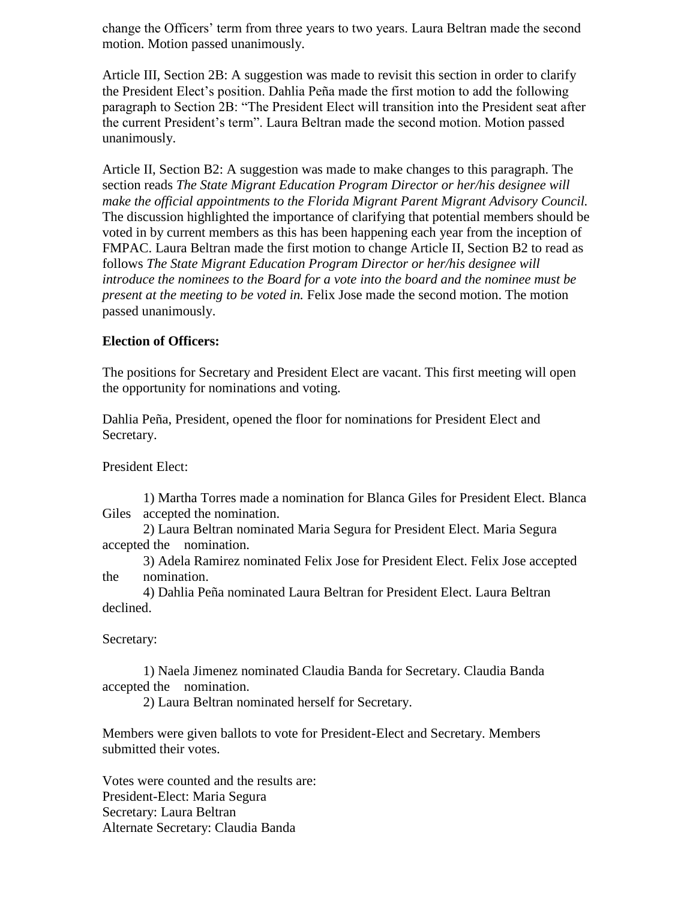change the Officers' term from three years to two years. Laura Beltran made the second motion. Motion passed unanimously.

Article III, Section 2B: A suggestion was made to revisit this section in order to clarify the President Elect's position. Dahlia Peña made the first motion to add the following paragraph to Section 2B: "The President Elect will transition into the President seat after the current President's term". Laura Beltran made the second motion. Motion passed unanimously.

Article II, Section B2: A suggestion was made to make changes to this paragraph. The section reads *The State Migrant Education Program Director or her/his designee will make the official appointments to the Florida Migrant Parent Migrant Advisory Council.* The discussion highlighted the importance of clarifying that potential members should be voted in by current members as this has been happening each year from the inception of FMPAC. Laura Beltran made the first motion to change Article II, Section B2 to read as follows *The State Migrant Education Program Director or her/his designee will introduce the nominees to the Board for a vote into the board and the nominee must be present at the meeting to be voted in.* Felix Jose made the second motion. The motion passed unanimously.

**Election of Officers:**

The positions for Secretary and President Elect are vacant. This first meeting will open the opportunity for nominations and voting.

Dahlia Peña, President, opened the floor for nominations for President Elect and Secretary.

President Elect:

1) Martha Torres made a nomination for Blanca Giles for President Elect. Blanca Giles accepted the nomination.
2) Laura Beltran nominated Maria Segura for President Elect. Maria Segura accepted the nomination.
3) Adela Ramirez nominated Felix Jose for President Elect. Felix Jose accepted the nomination.
4) Dahlia Peña nominated Laura Beltran for President Elect. Laura Beltran declined.

Secretary:

1) Naela Jimenez nominated Claudia Banda for Secretary. Claudia Banda accepted the nomination.
2) Laura Beltran nominated herself for Secretary.

Members were given ballots to vote for President-Elect and Secretary. Members submitted their votes.

Votes were counted and the results are:
President-Elect: Maria Segura
Secretary: Laura Beltran
Alternate Secretary: Claudia Banda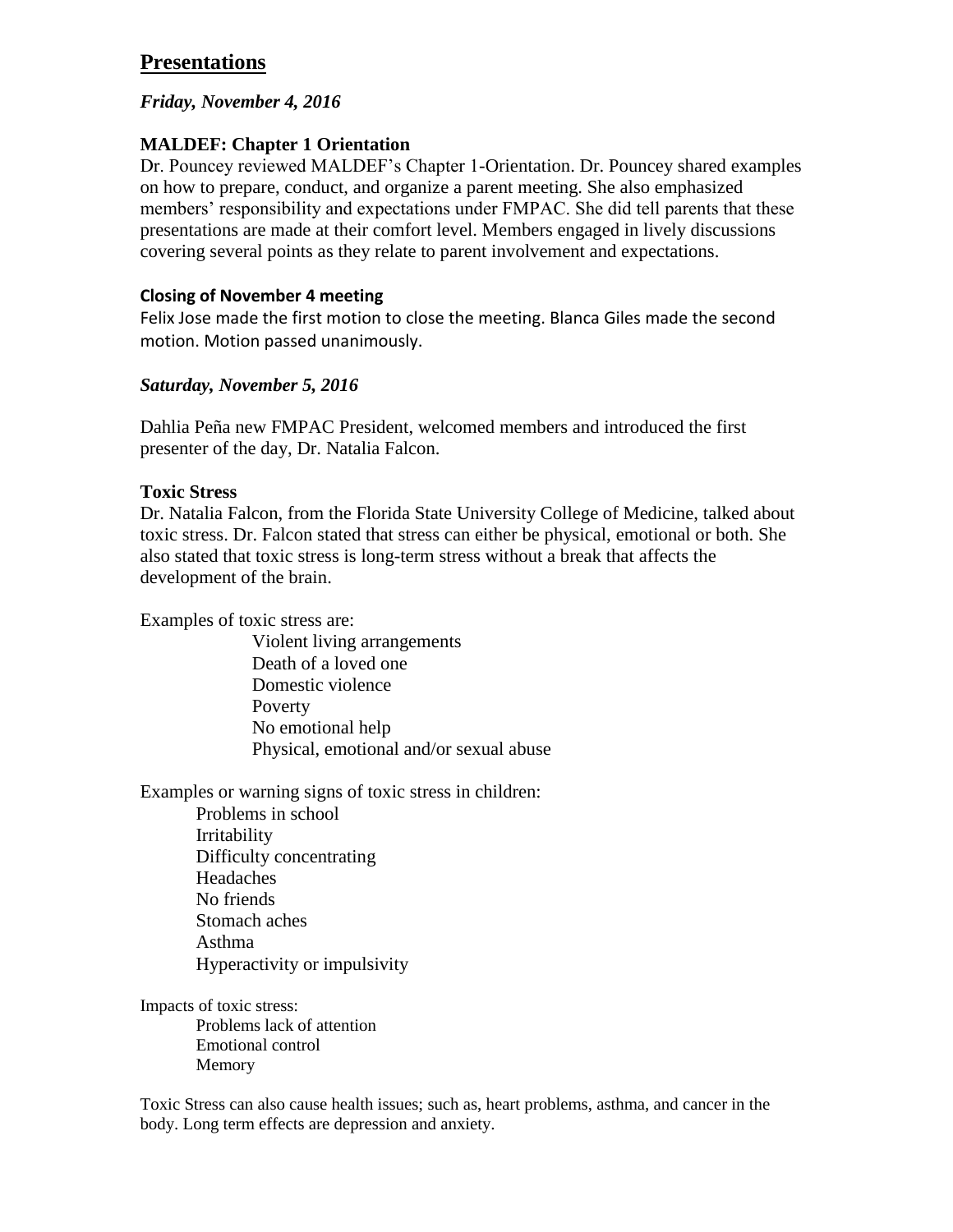## Presentations

***Friday, November 4, 2016***

**MALDEF: Chapter 1 Orientation**

Dr. Pouncey reviewed MALDEF's Chapter 1-Orientation. Dr. Pouncey shared examples on how to prepare, conduct, and organize a parent meeting. She also emphasized members' responsibility and expectations under FMPAC. She did tell parents that these presentations are made at their comfort level. Members engaged in lively discussions covering several points as they relate to parent involvement and expectations.

**Closing of November 4 meeting**

Felix Jose made the first motion to close the meeting. Blanca Giles made the second motion. Motion passed unanimously.

***Saturday, November 5, 2016***

Dahlia Peña new FMPAC President, welcomed members and introduced the first presenter of the day, Dr. Natalia Falcon.

**Toxic Stress**

Dr. Natalia Falcon, from the Florida State University College of Medicine, talked about toxic stress. Dr. Falcon stated that stress can either be physical, emotional or both. She also stated that toxic stress is long-term stress without a break that affects the development of the brain.

Examples of toxic stress are:

- Violent living arrangements
- Death of a loved one
- Domestic violence
- Poverty
- No emotional help
- Physical, emotional and/or sexual abuse

Examples or warning signs of toxic stress in children:

- Problems in school
- Irritability
- Difficulty concentrating
- Headaches
- No friends
- Stomach aches
- Asthma
- Hyperactivity or impulsivity

Impacts of toxic stress:

- Problems lack of attention
- Emotional control
- Memory

Toxic Stress can also cause health issues; such as, heart problems, asthma, and cancer in the body. Long term effects are depression and anxiety.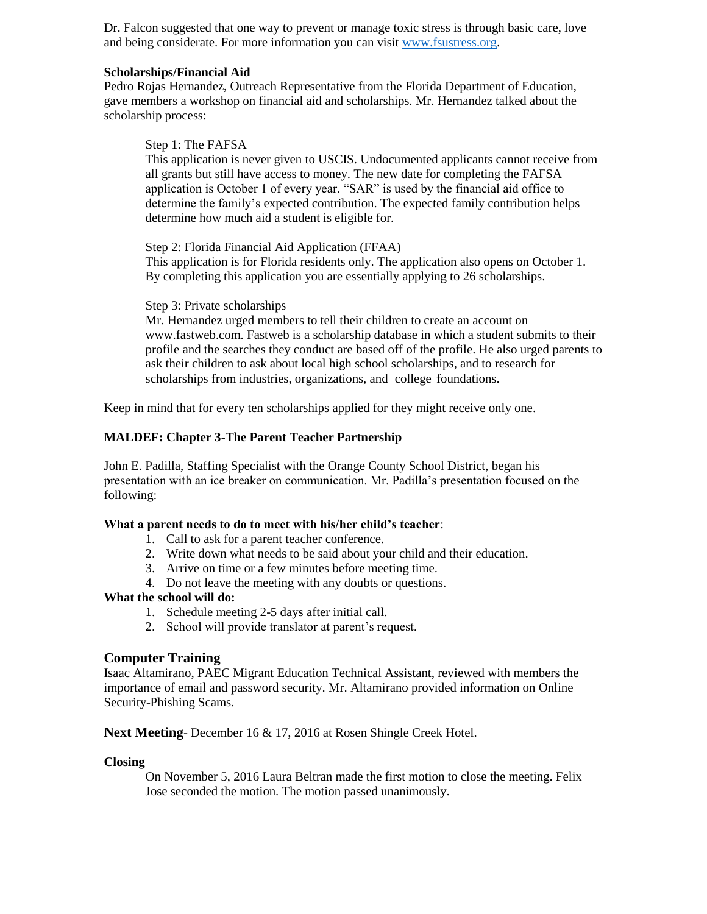Dr. Falcon suggested that one way to prevent or manage toxic stress is through basic care, love and being considerate. For more information you can visit www.fsustress.org.

**Scholarships/Financial Aid**

Pedro Rojas Hernandez, Outreach Representative from the Florida Department of Education, gave members a workshop on financial aid and scholarships. Mr. Hernandez talked about the scholarship process:

Step 1: The FAFSA

This application is never given to USCIS. Undocumented applicants cannot receive from all grants but still have access to money. The new date for completing the FAFSA application is October 1 of every year. "SAR" is used by the financial aid office to determine the family's expected contribution. The expected family contribution helps determine how much aid a student is eligible for.

Step 2: Florida Financial Aid Application (FFAA)

This application is for Florida residents only. The application also opens on October 1. By completing this application you are essentially applying to 26 scholarships.

Step 3: Private scholarships

Mr. Hernandez urged members to tell their children to create an account on www.fastweb.com. Fastweb is a scholarship database in which a student submits to their profile and the searches they conduct are based off of the profile. He also urged parents to ask their children to ask about local high school scholarships, and to research for scholarships from industries, organizations, and college foundations.

Keep in mind that for every ten scholarships applied for they might receive only one.

**MALDEF: Chapter 3-The Parent Teacher Partnership**

John E. Padilla, Staffing Specialist with the Orange County School District, began his presentation with an ice breaker on communication. Mr. Padilla's presentation focused on the following:

**What a parent needs to do to meet with his/her child's teacher**:

1. Call to ask for a parent teacher conference.
2. Write down what needs to be said about your child and their education.
3. Arrive on time or a few minutes before meeting time.
4. Do not leave the meeting with any doubts or questions.

**What the school will do:**

1. Schedule meeting 2-5 days after initial call.
2. School will provide translator at parent's request.

## Computer Training

Isaac Altamirano, PAEC Migrant Education Technical Assistant, reviewed with members the importance of email and password security. Mr. Altamirano provided information on Online Security-Phishing Scams.

**Next Meeting**- December 16 & 17, 2016 at Rosen Shingle Creek Hotel.

**Closing**

On November 5, 2016 Laura Beltran made the first motion to close the meeting. Felix Jose seconded the motion. The motion passed unanimously.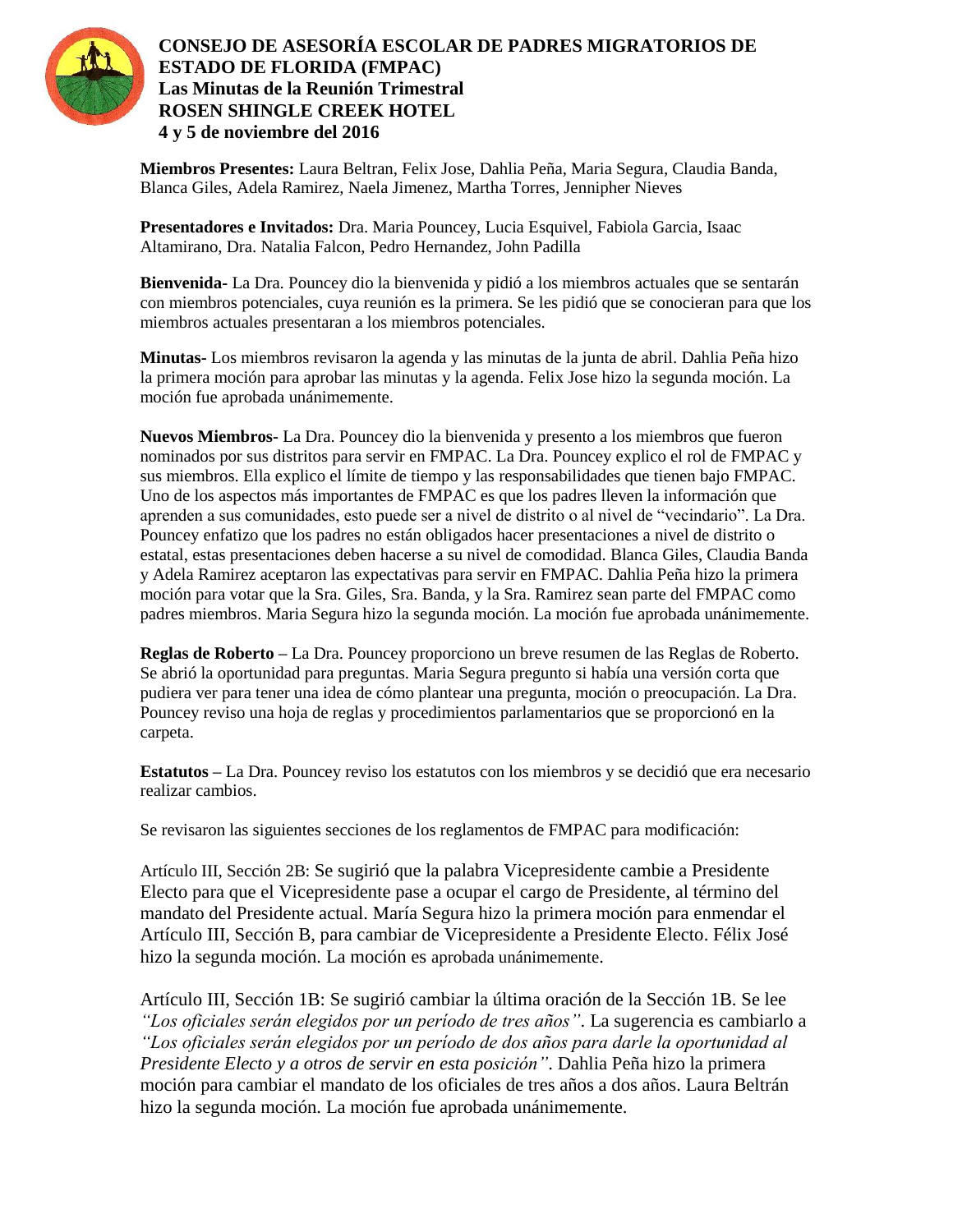# CONSEJO DE ASESORÍA ESCOLAR DE PADRES MIGRATORIOS DE ESTADO DE FLORIDA (FMPAC)
## Las Minutas de la Reunión Trimestral
## ROSEN SHINGLE CREEK HOTEL
## 4 y 5 de noviembre del 2016

**Miembros Presentes:** Laura Beltran, Felix Jose, Dahlia Peña, Maria Segura, Claudia Banda, Blanca Giles, Adela Ramirez, Naela Jimenez, Martha Torres, Jennipher Nieves

**Presentadores e Invitados:** Dra. Maria Pouncey, Lucia Esquivel, Fabiola Garcia, Isaac Altamirano, Dra. Natalia Falcon, Pedro Hernandez, John Padilla

**Bienvenida-** La Dra. Pouncey dio la bienvenida y pidió a los miembros actuales que se sentarán con miembros potenciales, cuya reunión es la primera. Se les pidió que se conocieran para que los miembros actuales presentaran a los miembros potenciales.

**Minutas-** Los miembros revisaron la agenda y las minutas de la junta de abril. Dahlia Peña hizo la primera moción para aprobar las minutas y la agenda. Felix Jose hizo la segunda moción. La moción fue aprobada unánimemente.

**Nuevos Miembros-** La Dra. Pouncey dio la bienvenida y presento a los miembros que fueron nominados por sus distritos para servir en FMPAC. La Dra. Pouncey explico el rol de FMPAC y sus miembros. Ella explico el límite de tiempo y las responsabilidades que tienen bajo FMPAC. Uno de los aspectos más importantes de FMPAC es que los padres lleven la información que aprenden a sus comunidades, esto puede ser a nivel de distrito o al nivel de "vecindario". La Dra. Pouncey enfatizo que los padres no están obligados hacer presentaciones a nivel de distrito o estatal, estas presentaciones deben hacerse a su nivel de comodidad. Blanca Giles, Claudia Banda y Adela Ramirez aceptaron las expectativas para servir en FMPAC. Dahlia Peña hizo la primera moción para votar que la Sra. Giles, Sra. Banda, y la Sra. Ramirez sean parte del FMPAC como padres miembros. Maria Segura hizo la segunda moción. La moción fue aprobada unánimemente.

**Reglas de Roberto –** La Dra. Pouncey proporciono un breve resumen de las Reglas de Roberto. Se abrió la oportunidad para preguntas. Maria Segura pregunto si había una versión corta que pudiera ver para tener una idea de cómo plantear una pregunta, moción o preocupación. La Dra. Pouncey reviso una hoja de reglas y procedimientos parlamentarios que se proporcionó en la carpeta.

**Estatutos –** La Dra. Pouncey reviso los estatutos con los miembros y se decidió que era necesario realizar cambios.

Se revisaron las siguientes secciones de los reglamentos de FMPAC para modificación:

Artículo III, Sección 2B: Se sugirió que la palabra Vicepresidente cambie a Presidente Electo para que el Vicepresidente pase a ocupar el cargo de Presidente, al término del mandato del Presidente actual. María Segura hizo la primera moción para enmendar el Artículo III, Sección B, para cambiar de Vicepresidente a Presidente Electo. Félix José hizo la segunda moción. La moción es aprobada unánimemente.

Artículo III, Sección 1B: Se sugirió cambiar la última oración de la Sección 1B. Se lee *"Los oficiales serán elegidos por un período de tres años"*. La sugerencia es cambiarlo a *"Los oficiales serán elegidos por un período de dos años para darle la oportunidad al Presidente Electo y a otros de servir en esta posición"*. Dahlia Peña hizo la primera moción para cambiar el mandato de los oficiales de tres años a dos años. Laura Beltrán hizo la segunda moción. La moción fue aprobada unánimemente.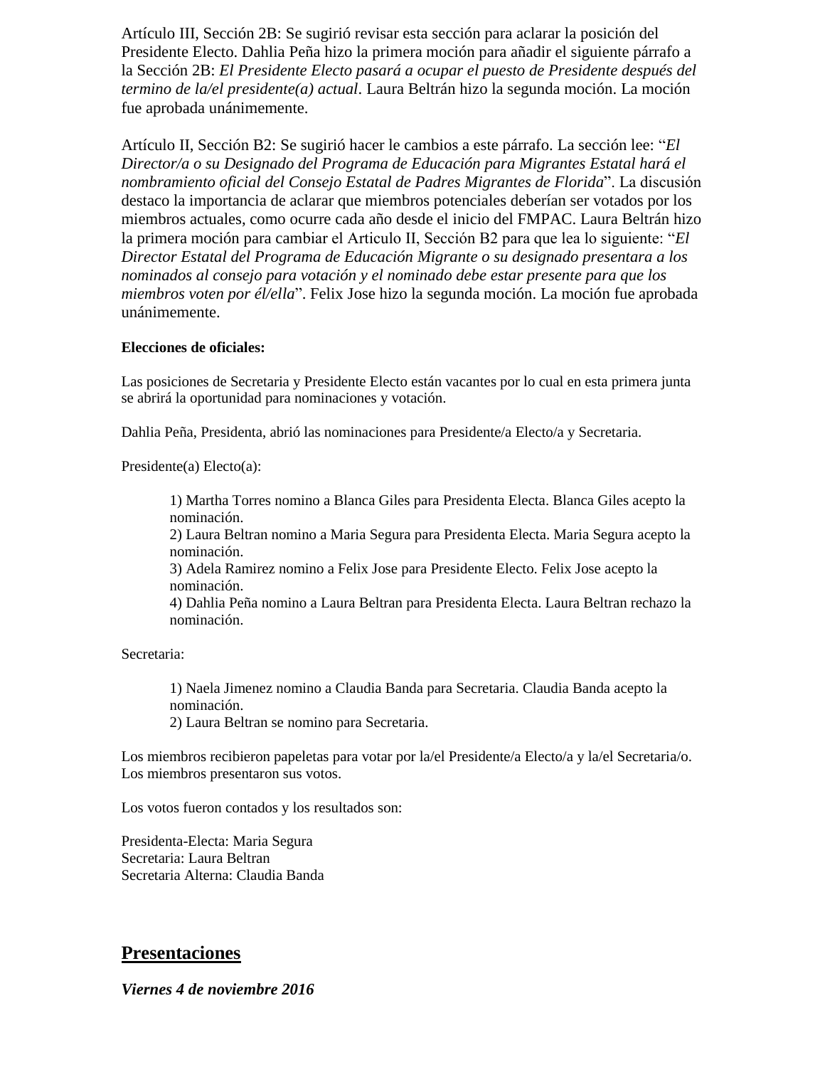Artículo III, Sección 2B: Se sugirió revisar esta sección para aclarar la posición del Presidente Electo. Dahlia Peña hizo la primera moción para añadir el siguiente párrafo a la Sección 2B: *El Presidente Electo pasará a ocupar el puesto de Presidente después del termino de la/el presidente(a) actual*. Laura Beltrán hizo la segunda moción. La moción fue aprobada unánimemente.

Artículo II, Sección B2: Se sugirió hacer le cambios a este párrafo. La sección lee: "*El Director/a o su Designado del Programa de Educación para Migrantes Estatal hará el nombramiento oficial del Consejo Estatal de Padres Migrantes de Florida*". La discusión destaco la importancia de aclarar que miembros potenciales deberían ser votados por los miembros actuales, como ocurre cada año desde el inicio del FMPAC. Laura Beltrán hizo la primera moción para cambiar el Articulo II, Sección B2 para que lea lo siguiente: "*El Director Estatal del Programa de Educación Migrante o su designado presentara a los nominados al consejo para votación y el nominado debe estar presente para que los miembros voten por él/ella*". Felix Jose hizo la segunda moción. La moción fue aprobada unánimemente.

**Elecciones de oficiales:**

Las posiciones de Secretaria y Presidente Electo están vacantes por lo cual en esta primera junta se abrirá la oportunidad para nominaciones y votación.

Dahlia Peña, Presidenta, abrió las nominaciones para Presidente/a Electo/a y Secretaria.

Presidente(a) Electo(a):

> 1) Martha Torres nomino a Blanca Giles para Presidenta Electa. Blanca Giles acepto la nominación.
> 2) Laura Beltran nomino a Maria Segura para Presidenta Electa. Maria Segura acepto la nominación.
> 3) Adela Ramirez nomino a Felix Jose para Presidente Electo. Felix Jose acepto la nominación.
> 4) Dahlia Peña nomino a Laura Beltran para Presidenta Electa. Laura Beltran rechazo la nominación.

Secretaria:

> 1) Naela Jimenez nomino a Claudia Banda para Secretaria. Claudia Banda acepto la nominación.
> 2) Laura Beltran se nomino para Secretaria.

Los miembros recibieron papeletas para votar por la/el Presidente/a Electo/a y la/el Secretaria/o. Los miembros presentaron sus votos.

Los votos fueron contados y los resultados son:

Presidenta-Electa: Maria Segura
Secretaria: Laura Beltran
Secretaria Alterna: Claudia Banda

## Presentaciones

***Viernes 4 de noviembre 2016***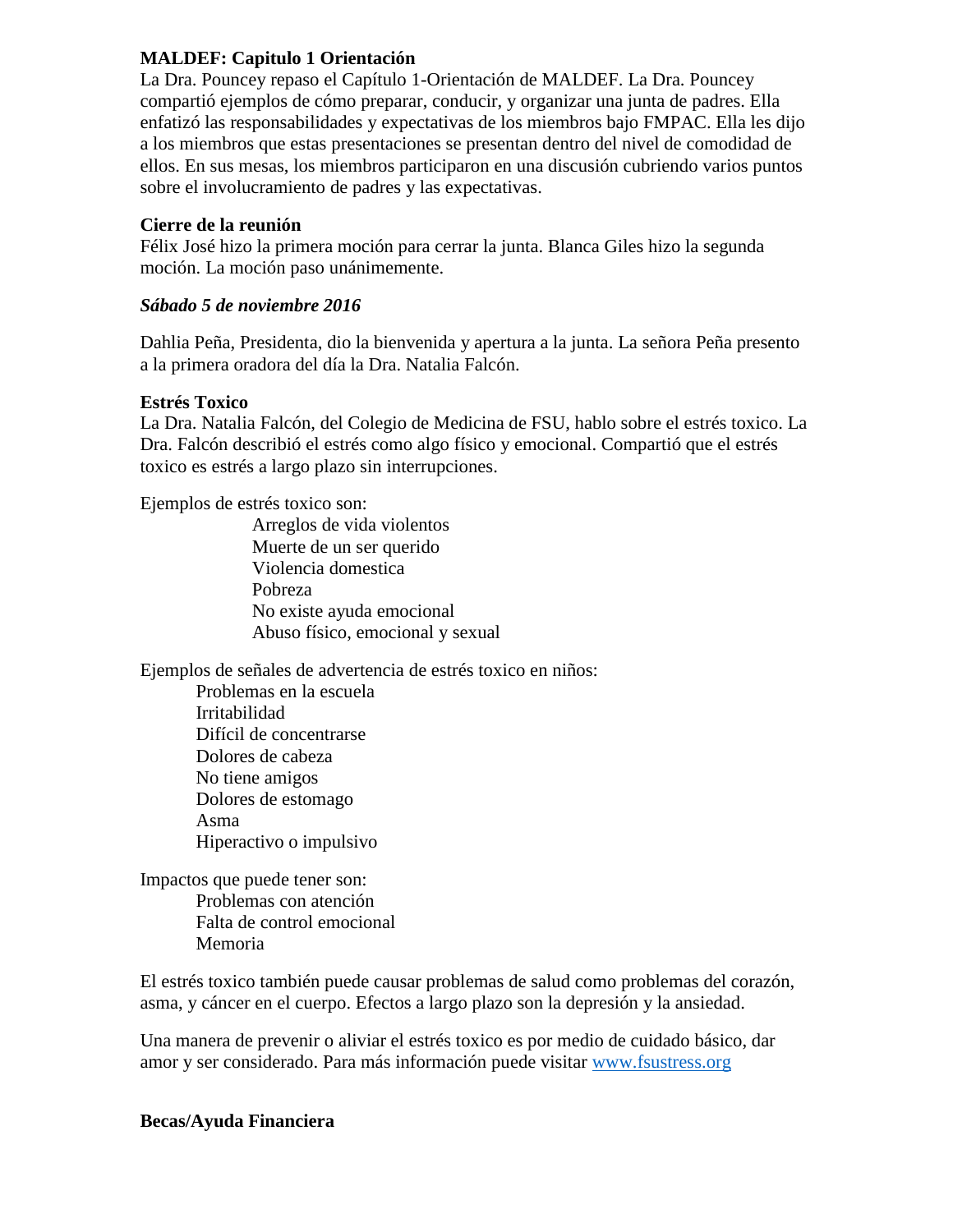**MALDEF: Capitulo 1 Orientación**

La Dra. Pouncey repaso el Capítulo 1-Orientación de MALDEF. La Dra. Pouncey compartió ejemplos de cómo preparar, conducir, y organizar una junta de padres. Ella enfatizó las responsabilidades y expectativas de los miembros bajo FMPAC. Ella les dijo a los miembros que estas presentaciones se presentan dentro del nivel de comodidad de ellos. En sus mesas, los miembros participaron en una discusión cubriendo varios puntos sobre el involucramiento de padres y las expectativas.

**Cierre de la reunión**

Félix José hizo la primera moción para cerrar la junta. Blanca Giles hizo la segunda moción. La moción paso unánimemente.

***Sábado 5 de noviembre 2016***

Dahlia Peña, Presidenta, dio la bienvenida y apertura a la junta. La señora Peña presento a la primera oradora del día la Dra. Natalia Falcón.

**Estrés Toxico**

La Dra. Natalia Falcón, del Colegio de Medicina de FSU, hablo sobre el estrés toxico. La Dra. Falcón describió el estrés como algo físico y emocional. Compartió que el estrés toxico es estrés a largo plazo sin interrupciones.

Ejemplos de estrés toxico son:

- Arreglos de vida violentos
- Muerte de un ser querido
- Violencia domestica
- Pobreza
- No existe ayuda emocional
- Abuso físico, emocional y sexual

Ejemplos de señales de advertencia de estrés toxico en niños:

- Problemas en la escuela
- Irritabilidad
- Difícil de concentrarse
- Dolores de cabeza
- No tiene amigos
- Dolores de estomago
- Asma
- Hiperactivo o impulsivo

Impactos que puede tener son:

- Problemas con atención
- Falta de control emocional
- Memoria

El estrés toxico también puede causar problemas de salud como problemas del corazón, asma, y cáncer en el cuerpo. Efectos a largo plazo son la depresión y la ansiedad.

Una manera de prevenir o aliviar el estrés toxico es por medio de cuidado básico, dar amor y ser considerado. Para más información puede visitar www.fsustress.org

**Becas/Ayuda Financiera**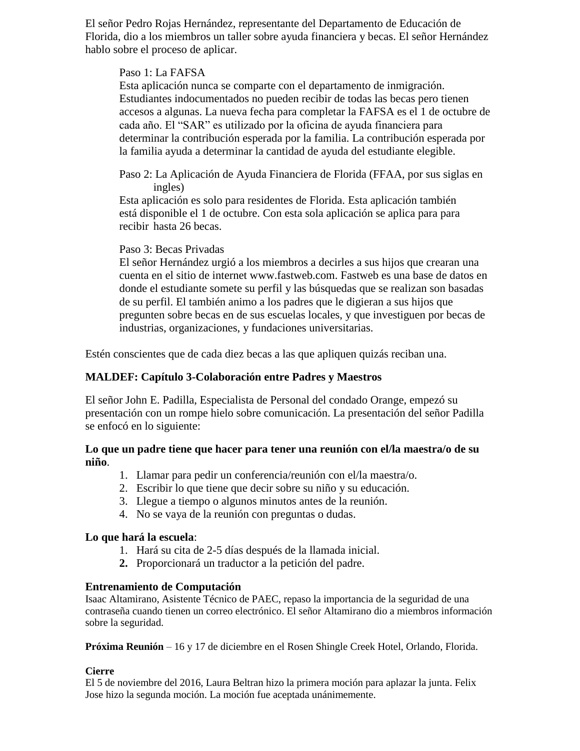El señor Pedro Rojas Hernández, representante del Departamento de Educación de Florida, dio a los miembros un taller sobre ayuda financiera y becas. El señor Hernández hablo sobre el proceso de aplicar.

Paso 1: La FAFSA
Esta aplicación nunca se comparte con el departamento de inmigración. Estudiantes indocumentados no pueden recibir de todas las becas pero tienen accesos a algunas. La nueva fecha para completar la FAFSA es el 1 de octubre de cada año. El "SAR" es utilizado por la oficina de ayuda financiera para determinar la contribución esperada por la familia. La contribución esperada por la familia ayuda a determinar la cantidad de ayuda del estudiante elegible.

Paso 2: La Aplicación de Ayuda Financiera de Florida (FFAA, por sus siglas en ingles)
Esta aplicación es solo para residentes de Florida. Esta aplicación también está disponible el 1 de octubre. Con esta sola aplicación se aplica para para recibir hasta 26 becas.

Paso 3: Becas Privadas
El señor Hernández urgió a los miembros a decirles a sus hijos que crearan una cuenta en el sitio de internet www.fastweb.com. Fastweb es una base de datos en donde el estudiante somete su perfil y las búsquedas que se realizan son basadas de su perfil. El también animo a los padres que le digieran a sus hijos que pregunten sobre becas en de sus escuelas locales, y que investiguen por becas de industrias, organizaciones, y fundaciones universitarias.

Estén conscientes que de cada diez becas a las que apliquen quizás reciban una.

**MALDEF: Capítulo 3-Colaboración entre Padres y Maestros**

El señor John E. Padilla, Especialista de Personal del condado Orange, empezó su presentación con un rompe hielo sobre comunicación. La presentación del señor Padilla se enfocó en lo siguiente:

**Lo que un padre tiene que hacer para tener una reunión con el/la maestra/o de su niño**.

1. Llamar para pedir un conferencia/reunión con el/la maestra/o.
2. Escribir lo que tiene que decir sobre su niño y su educación.
3. Llegue a tiempo o algunos minutos antes de la reunión.
4. No se vaya de la reunión con preguntas o dudas.

**Lo que hará la escuela**:

1. Hará su cita de 2-5 días después de la llamada inicial.
2. Proporcionará un traductor a la petición del padre.

**Entrenamiento de Computación**

Isaac Altamirano, Asistente Técnico de PAEC, repaso la importancia de la seguridad de una contraseña cuando tienen un correo electrónico. El señor Altamirano dio a miembros información sobre la seguridad.

**Próxima Reunión** – 16 y 17 de diciembre en el Rosen Shingle Creek Hotel, Orlando, Florida.

**Cierre**

El 5 de noviembre del 2016, Laura Beltran hizo la primera moción para aplazar la junta. Felix Jose hizo la segunda moción. La moción fue aceptada unánimemente.